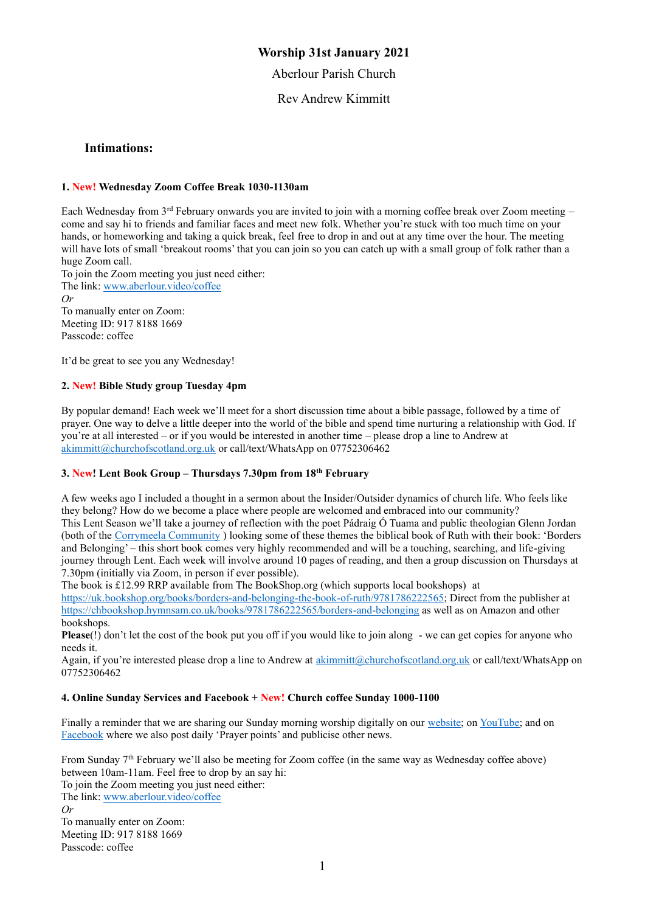# Worship 31st January 2021

Aberlour Parish Church

Rev Andrew Kimmitt

## Intimations:

**1. New! Wednesday Zoom Coffee Break 1030-1130am**

Each Wednesday from 3rd February onwards you are invited to join with a morning coffee break over Zoom meeting – come and say hi to friends and familiar faces and meet new folk. Whether you're stuck with too much time on your hands, or homeworking and taking a quick break, feel free to drop in and out at any time over the hour. The meeting will have lots of small 'breakout rooms' that you can join so you can catch up with a small group of folk rather than a huge Zoom call.
To join the Zoom meeting you just need either:
The link: www.aberlour.video/coffee
*Or*
To manually enter on Zoom:
Meeting ID: 917 8188 1669
Passcode: coffee

It'd be great to see you any Wednesday!

**2. New! Bible Study group Tuesday 4pm**

By popular demand! Each week we'll meet for a short discussion time about a bible passage, followed by a time of prayer. One way to delve a little deeper into the world of the bible and spend time nurturing a relationship with God. If you're at all interested – or if you would be interested in another time – please drop a line to Andrew at akimmitt@churchofscotland.org.uk or call/text/WhatsApp on 07752306462

**3. New! Lent Book Group – Thursdays 7.30pm from 18th February**

A few weeks ago I included a thought in a sermon about the Insider/Outsider dynamics of church life. Who feels like they belong? How do we become a place where people are welcomed and embraced into our community?
This Lent Season we'll take a journey of reflection with the poet Pádraig Ó Tuama and public theologian Glenn Jordan (both of the Corrymeela Community ) looking some of these themes the biblical book of Ruth with their book: 'Borders and Belonging' – this short book comes very highly recommended and will be a touching, searching, and life-giving journey through Lent. Each week will involve around 10 pages of reading, and then a group discussion on Thursdays at 7.30pm (initially via Zoom, in person if ever possible).
The book is £12.99 RRP available from The BookShop.org (which supports local bookshops) at https://uk.bookshop.org/books/borders-and-belonging-the-book-of-ruth/9781786222565; Direct from the publisher at https://chbookshop.hymnsam.co.uk/books/9781786222565/borders-and-belonging as well as on Amazon and other bookshops.
**Please**(!) don't let the cost of the book put you off if you would like to join along - we can get copies for anyone who needs it.
Again, if you're interested please drop a line to Andrew at akimmitt@churchofscotland.org.uk or call/text/WhatsApp on 07752306462

**4. Online Sunday Services and Facebook + New! Church coffee Sunday 1000-1100**

Finally a reminder that we are sharing our Sunday morning worship digitally on our website; on YouTube; and on Facebook where we also post daily 'Prayer points' and publicise other news.

From Sunday 7th February we'll also be meeting for Zoom coffee (in the same way as Wednesday coffee above) between 10am-11am. Feel free to drop by an say hi:
To join the Zoom meeting you just need either:
The link: www.aberlour.video/coffee
*Or*
To manually enter on Zoom:
Meeting ID: 917 8188 1669
Passcode: coffee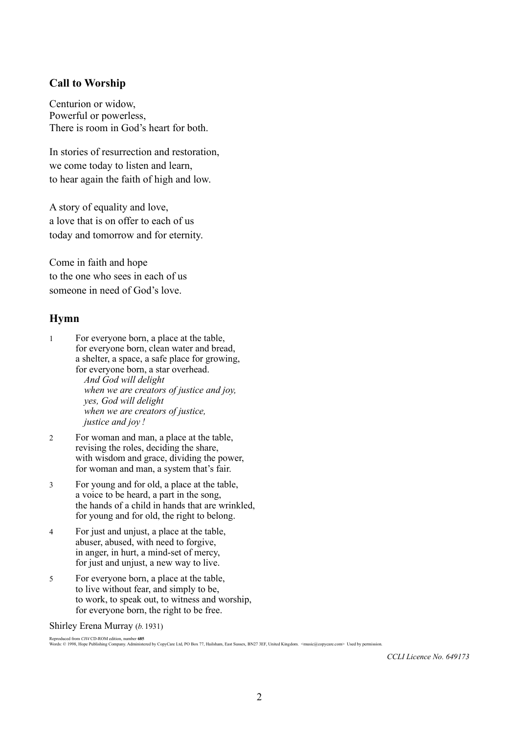### Call to Worship

Centurion or widow,
Powerful or powerless,
There is room in God's heart for both.

In stories of resurrection and restoration,
we come today to listen and learn,
to hear again the faith of high and low.

A story of equality and love,
a love that is on offer to each of us
today and tomorrow and for eternity.

Come in faith and hope
to the one who sees in each of us
someone in need of God's love.

## Hymn

1 For everyone born, a place at the table,
for everyone born, clean water and bread,
a shelter, a space, a safe place for growing,
for everyone born, a star overhead.
*And God will delight*
*when we are creators of justice and joy,*
*yes, God will delight*
*when we are creators of justice,*
*justice and joy !*

2 For woman and man, a place at the table,
revising the roles, deciding the share,
with wisdom and grace, dividing the power,
for woman and man, a system that's fair.

3 For young and for old, a place at the table,
a voice to be heard, a part in the song,
the hands of a child in hands that are wrinkled,
for young and for old, the right to belong.

4 For just and unjust, a place at the table,
abuser, abused, with need to forgive,
in anger, in hurt, a mind-set of mercy,
for just and unjust, a new way to live.

5 For everyone born, a place at the table,
to live without fear, and simply to be,
to work, to speak out, to witness and worship,
for everyone born, the right to be free.

Shirley Erena Murray (*b.* 1931)

Reproduced from *CH4* CD-ROM edition, number **685**
Words: © 1998, Hope Publishing Company. Administered by CopyCare Ltd, PO Box 77, Hailsham, East Sussex, BN27 3EF, United Kingdom. <music@copycare.com> Used by permission.

*CCLI Licence No. 649173*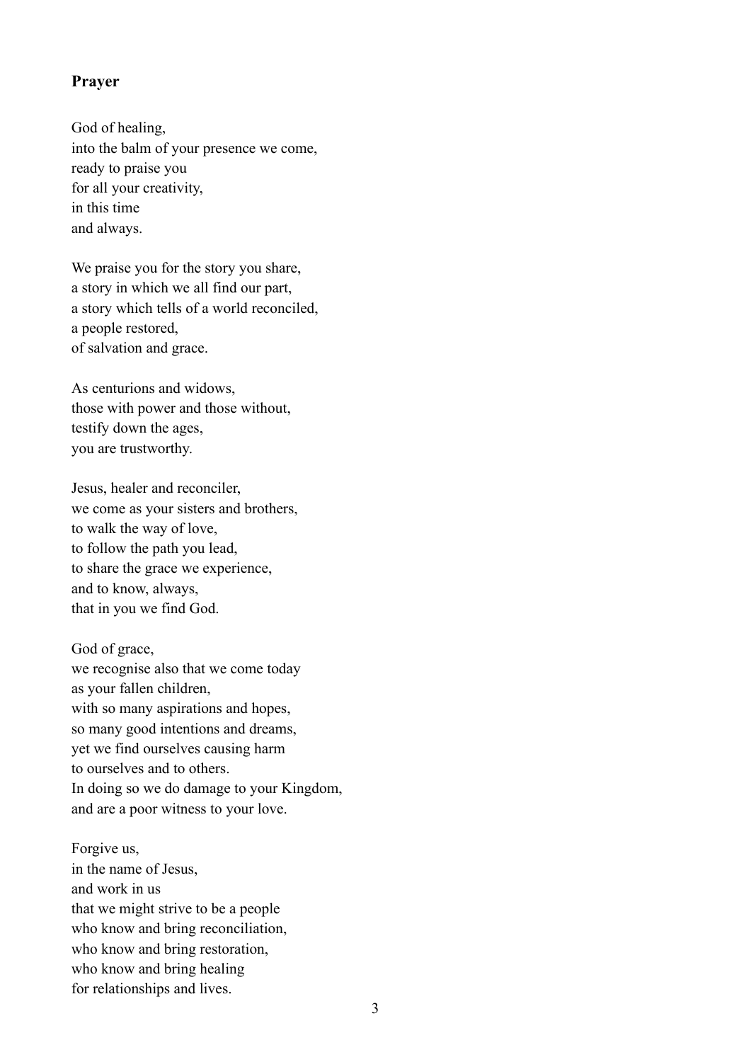**Prayer**

God of healing,  
into the balm of your presence we come,  
ready to praise you  
for all your creativity,  
in this time  
and always.

We praise you for the story you share,  
a story in which we all find our part,  
a story which tells of a world reconciled,  
a people restored,  
of salvation and grace.

As centurions and widows,  
those with power and those without,  
testify down the ages,  
you are trustworthy.

Jesus, healer and reconciler,  
we come as your sisters and brothers,  
to walk the way of love,  
to follow the path you lead,  
to share the grace we experience,  
and to know, always,  
that in you we find God.

God of grace,  
we recognise also that we come today  
as your fallen children,  
with so many aspirations and hopes,  
so many good intentions and dreams,  
yet we find ourselves causing harm  
to ourselves and to others.  
In doing so we do damage to your Kingdom,  
and are a poor witness to your love.

Forgive us,  
in the name of Jesus,  
and work in us  
that we might strive to be a people  
who know and bring reconciliation,  
who know and bring restoration,  
who know and bring healing  
for relationships and lives.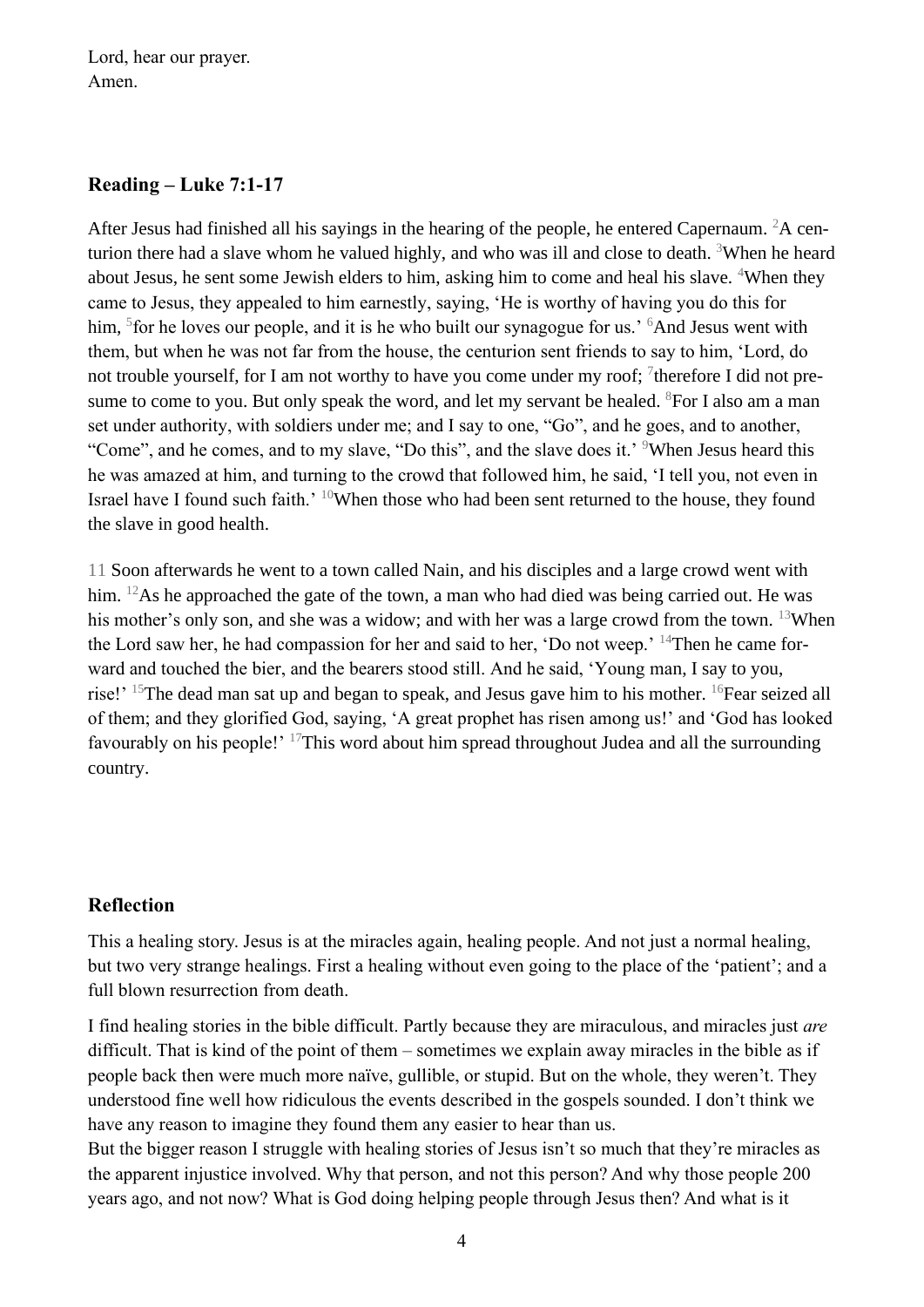Lord, hear our prayer.
Amen.

## Reading – Luke 7:1-17

After Jesus had finished all his sayings in the hearing of the people, he entered Capernaum. [2]A centurion there had a slave whom he valued highly, and who was ill and close to death. [3]When he heard about Jesus, he sent some Jewish elders to him, asking him to come and heal his slave. [4]When they came to Jesus, they appealed to him earnestly, saying, 'He is worthy of having you do this for him, [5]for he loves our people, and it is he who built our synagogue for us.' [6]And Jesus went with them, but when he was not far from the house, the centurion sent friends to say to him, 'Lord, do not trouble yourself, for I am not worthy to have you come under my roof; [7]therefore I did not presume to come to you. But only speak the word, and let my servant be healed. [8]For I also am a man set under authority, with soldiers under me; and I say to one, "Go", and he goes, and to another, "Come", and he comes, and to my slave, "Do this", and the slave does it.' [9]When Jesus heard this he was amazed at him, and turning to the crowd that followed him, he said, 'I tell you, not even in Israel have I found such faith.' [10]When those who had been sent returned to the house, they found the slave in good health.

11 Soon afterwards he went to a town called Nain, and his disciples and a large crowd went with him. [12]As he approached the gate of the town, a man who had died was being carried out. He was his mother's only son, and she was a widow; and with her was a large crowd from the town. [13]When the Lord saw her, he had compassion for her and said to her, 'Do not weep.' [14]Then he came forward and touched the bier, and the bearers stood still. And he said, 'Young man, I say to you, rise!' [15]The dead man sat up and began to speak, and Jesus gave him to his mother. [16]Fear seized all of them; and they glorified God, saying, 'A great prophet has risen among us!' and 'God has looked favourably on his people!' [17]This word about him spread throughout Judea and all the surrounding country.

## Reflection

This a healing story. Jesus is at the miracles again, healing people. And not just a normal healing, but two very strange healings. First a healing without even going to the place of the 'patient'; and a full blown resurrection from death.

I find healing stories in the bible difficult. Partly because they are miraculous, and miracles just *are* difficult. That is kind of the point of them – sometimes we explain away miracles in the bible as if people back then were much more naïve, gullible, or stupid. But on the whole, they weren't. They understood fine well how ridiculous the events described in the gospels sounded. I don't think we have any reason to imagine they found them any easier to hear than us.

But the bigger reason I struggle with healing stories of Jesus isn't so much that they're miracles as the apparent injustice involved. Why that person, and not this person? And why those people 200 years ago, and not now? What is God doing helping people through Jesus then? And what is it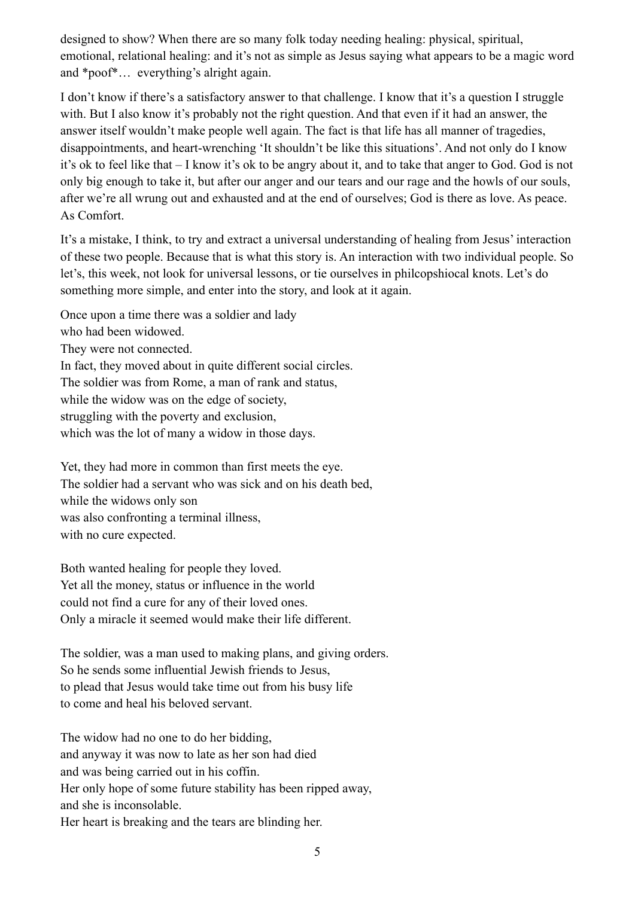designed to show? When there are so many folk today needing healing: physical, spiritual, emotional, relational healing: and it's not as simple as Jesus saying what appears to be a magic word and *poof*… everything's alright again.

I don't know if there's a satisfactory answer to that challenge. I know that it's a question I struggle with. But I also know it's probably not the right question. And that even if it had an answer, the answer itself wouldn't make people well again. The fact is that life has all manner of tragedies, disappointments, and heart-wrenching 'It shouldn't be like this situations'. And not only do I know it's ok to feel like that – I know it's ok to be angry about it, and to take that anger to God. God is not only big enough to take it, but after our anger and our tears and our rage and the howls of our souls, after we're all wrung out and exhausted and at the end of ourselves; God is there as love. As peace. As Comfort.

It's a mistake, I think, to try and extract a universal understanding of healing from Jesus' interaction of these two people. Because that is what this story is. An interaction with two individual people. So let's, this week, not look for universal lessons, or tie ourselves in philcopshiocal knots. Let's do something more simple, and enter into the story, and look at it again.

Once upon a time there was a soldier and lady
who had been widowed.
They were not connected.
In fact, they moved about in quite different social circles.
The soldier was from Rome, a man of rank and status,
while the widow was on the edge of society,
struggling with the poverty and exclusion,
which was the lot of many a widow in those days.

Yet, they had more in common than first meets the eye.
The soldier had a servant who was sick and on his death bed,
while the widows only son
was also confronting a terminal illness,
with no cure expected.

Both wanted healing for people they loved.
Yet all the money, status or influence in the world
could not find a cure for any of their loved ones.
Only a miracle it seemed would make their life different.

The soldier, was a man used to making plans, and giving orders.
So he sends some influential Jewish friends to Jesus,
to plead that Jesus would take time out from his busy life
to come and heal his beloved servant.

The widow had no one to do her bidding,
and anyway it was now to late as her son had died
and was being carried out in his coffin.
Her only hope of some future stability has been ripped away,
and she is inconsolable.
Her heart is breaking and the tears are blinding her.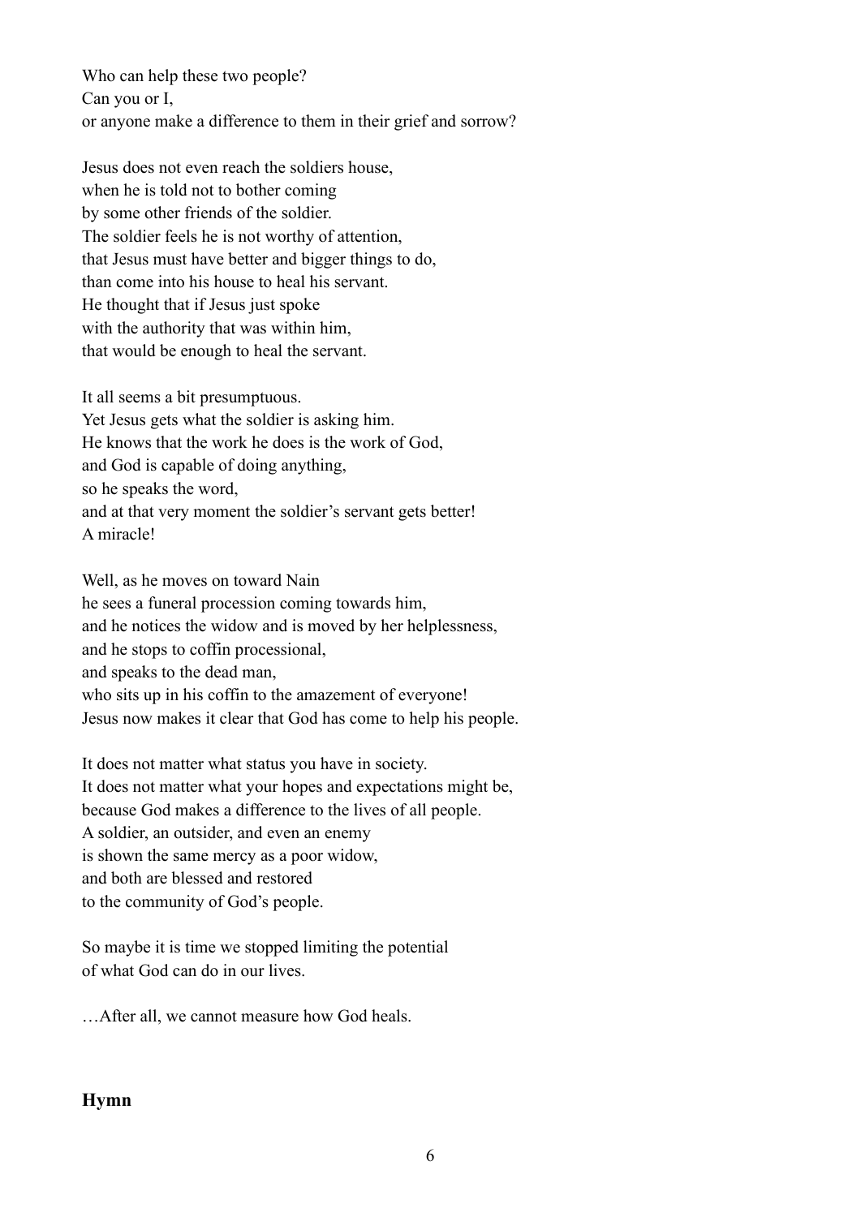Who can help these two people?  
Can you or I,  
or anyone make a difference to them in their grief and sorrow?

Jesus does not even reach the soldiers house,  
when he is told not to bother coming  
by some other friends of the soldier.  
The soldier feels he is not worthy of attention,  
that Jesus must have better and bigger things to do,  
than come into his house to heal his servant.  
He thought that if Jesus just spoke  
with the authority that was within him,  
that would be enough to heal the servant.

It all seems a bit presumptuous.  
Yet Jesus gets what the soldier is asking him.  
He knows that the work he does is the work of God,  
and God is capable of doing anything,  
so he speaks the word,  
and at that very moment the soldier's servant gets better!  
A miracle!

Well, as he moves on toward Nain  
he sees a funeral procession coming towards him,  
and he notices the widow and is moved by her helplessness,  
and he stops to coffin processional,  
and speaks to the dead man,  
who sits up in his coffin to the amazement of everyone!  
Jesus now makes it clear that God has come to help his people.

It does not matter what status you have in society.  
It does not matter what your hopes and expectations might be,  
because God makes a difference to the lives of all people.  
A soldier, an outsider, and even an enemy  
is shown the same mercy as a poor widow,  
and both are blessed and restored  
to the community of God's people.

So maybe it is time we stopped limiting the potential  
of what God can do in our lives.

…After all, we cannot measure how God heals.

**Hymn**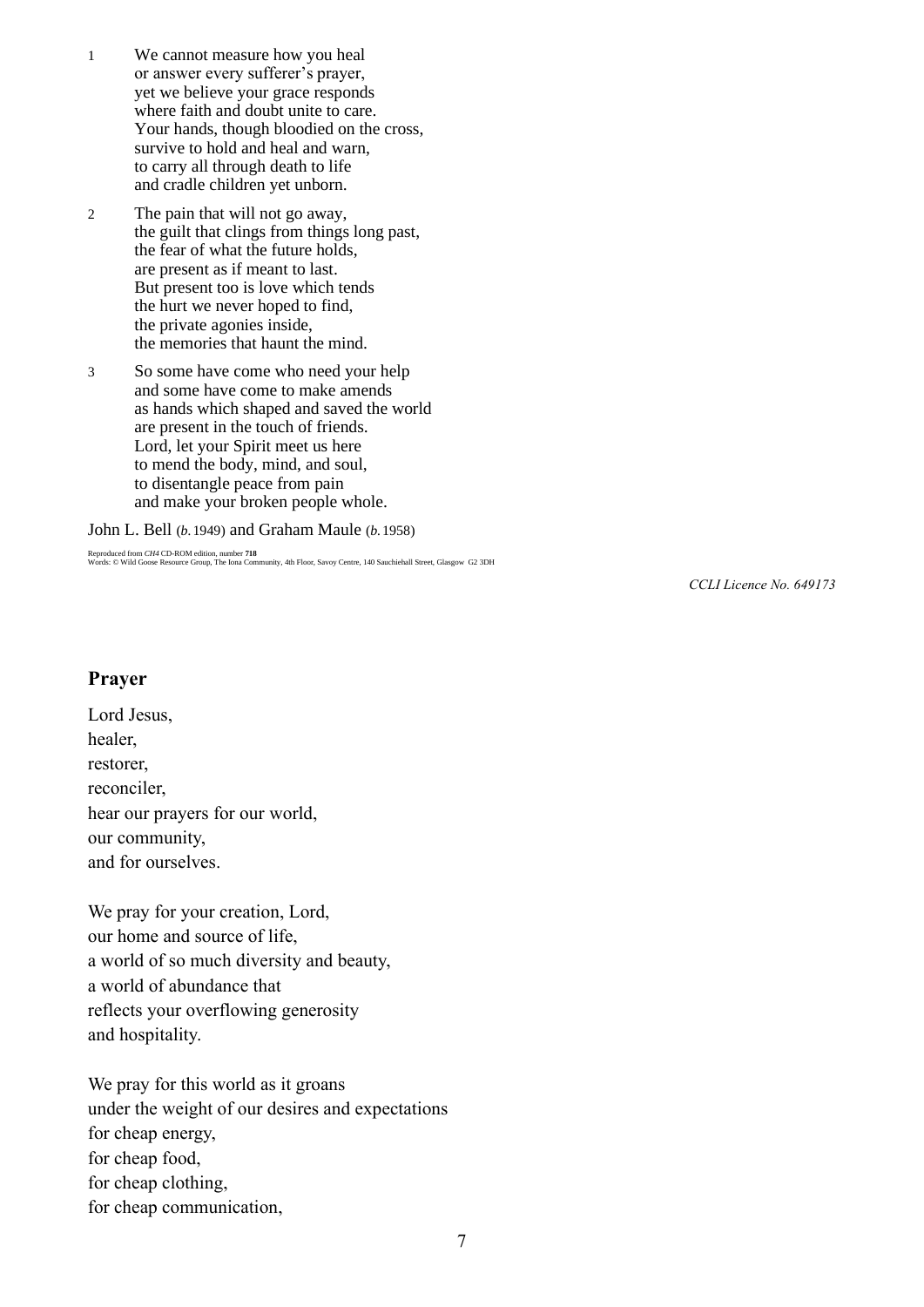1. We cannot measure how you heal
   or answer every sufferer's prayer,
   yet we believe your grace responds
   where faith and doubt unite to care.
   Your hands, though bloodied on the cross,
   survive to hold and heal and warn,
   to carry all through death to life
   and cradle children yet unborn.

2. The pain that will not go away,
   the guilt that clings from things long past,
   the fear of what the future holds,
   are present as if meant to last.
   But present too is love which tends
   the hurt we never hoped to find,
   the private agonies inside,
   the memories that haunt the mind.

3. So some have come who need your help
   and some have come to make amends
   as hands which shaped and saved the world
   are present in the touch of friends.
   Lord, let your Spirit meet us here
   to mend the body, mind, and soul,
   to disentangle peace from pain
   and make your broken people whole.

John L. Bell (*b.* 1949) and Graham Maule (*b.* 1958)

Reproduced from *CH4* CD-ROM edition, number **718**
Words: © Wild Goose Resource Group, The Iona Community, 4th Floor, Savoy Centre, 140 Sauchiehall Street, Glasgow G2 3DH

*CCLI Licence No. 649173*

## Prayer

Lord Jesus,
healer,
restorer,
reconciler,
hear our prayers for our world,
our community,
and for ourselves.

We pray for your creation, Lord,
our home and source of life,
a world of so much diversity and beauty,
a world of abundance that
reflects your overflowing generosity
and hospitality.

We pray for this world as it groans
under the weight of our desires and expectations
for cheap energy,
for cheap food,
for cheap clothing,
for cheap communication,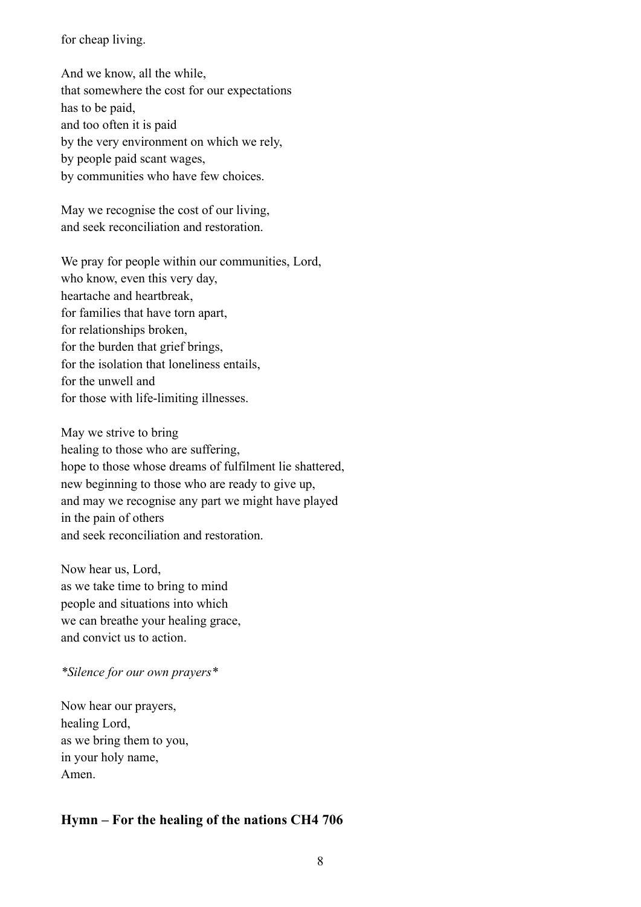for cheap living.

And we know, all the while,
that somewhere the cost for our expectations
has to be paid,
and too often it is paid
by the very environment on which we rely,
by people paid scant wages,
by communities who have few choices.

May we recognise the cost of our living,
and seek reconciliation and restoration.

We pray for people within our communities, Lord,
who know, even this very day,
heartache and heartbreak,
for families that have torn apart,
for relationships broken,
for the burden that grief brings,
for the isolation that loneliness entails,
for the unwell and
for those with life-limiting illnesses.

May we strive to bring
healing to those who are suffering,
hope to those whose dreams of fulfilment lie shattered,
new beginning to those who are ready to give up,
and may we recognise any part we might have played
in the pain of others
and seek reconciliation and restoration.

Now hear us, Lord,
as we take time to bring to mind
people and situations into which
we can breathe your healing grace,
and convict us to action.

*\*Silence for our own prayers\**

Now hear our prayers,
healing Lord,
as we bring them to you,
in your holy name,
Amen.

### **Hymn – For the healing of the nations CH4 706**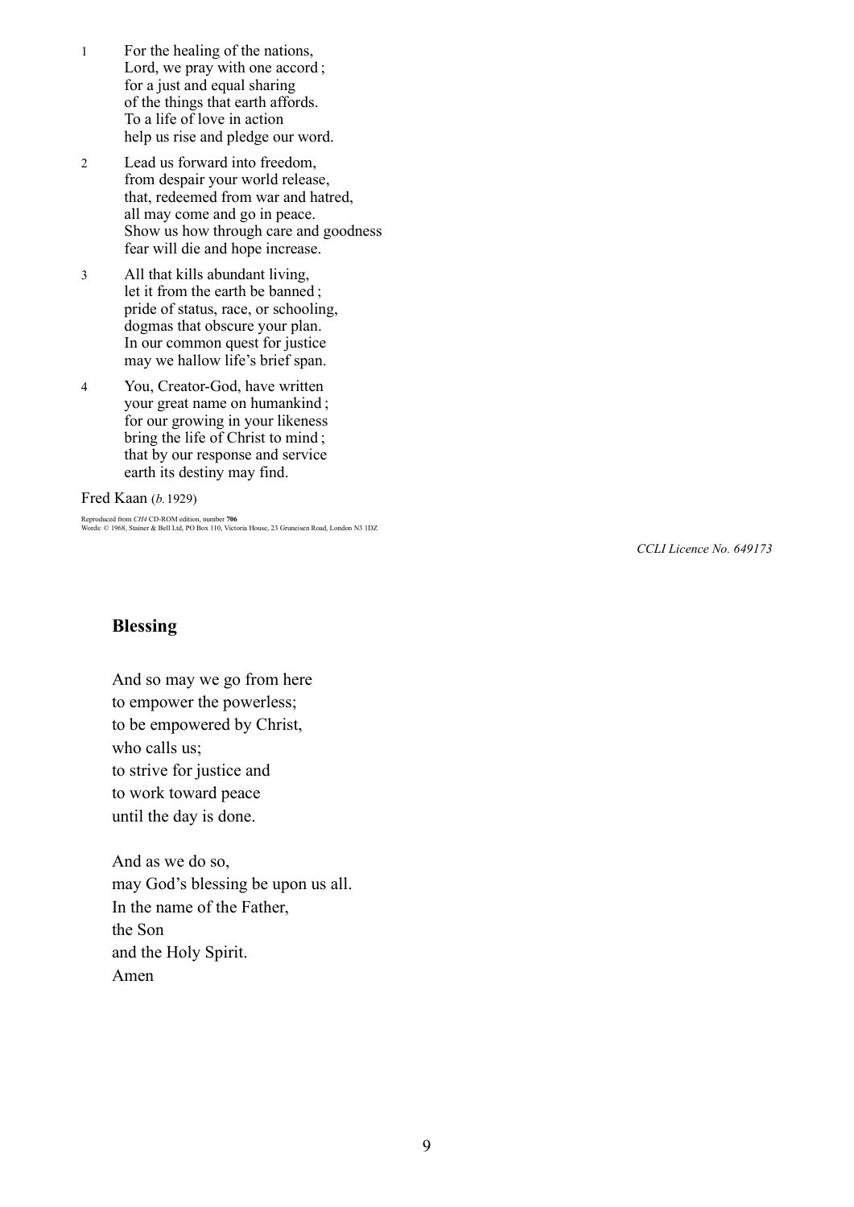1. For the healing of the nations,
   Lord, we pray with one accord ;
   for a just and equal sharing
   of the things that earth affords.
   To a life of love in action
   help us rise and pledge our word.

2. Lead us forward into freedom,
   from despair your world release,
   that, redeemed from war and hatred,
   all may come and go in peace.
   Show us how through care and goodness
   fear will die and hope increase.

3. All that kills abundant living,
   let it from the earth be banned ;
   pride of status, race, or schooling,
   dogmas that obscure your plan.
   In our common quest for justice
   may we hallow life's brief span.

4. You, Creator-God, have written
   your great name on humankind ;
   for our growing in your likeness
   bring the life of Christ to mind ;
   that by our response and service
   earth its destiny may find.

Fred Kaan (*b.* 1929)

Reproduced from *CH4* CD-ROM edition, number **706**
Words: © 1968, Stainer & Bell Ltd, PO Box 110, Victoria House, 23 Gruneisen Road, London N3 1DZ

*CCLI Licence No. 649173*

## Blessing

And so may we go from here
to empower the powerless;
to be empowered by Christ,
who calls us;
to strive for justice and
to work toward peace
until the day is done.

And as we do so,
may God's blessing be upon us all.
In the name of the Father,
the Son
and the Holy Spirit.
Amen